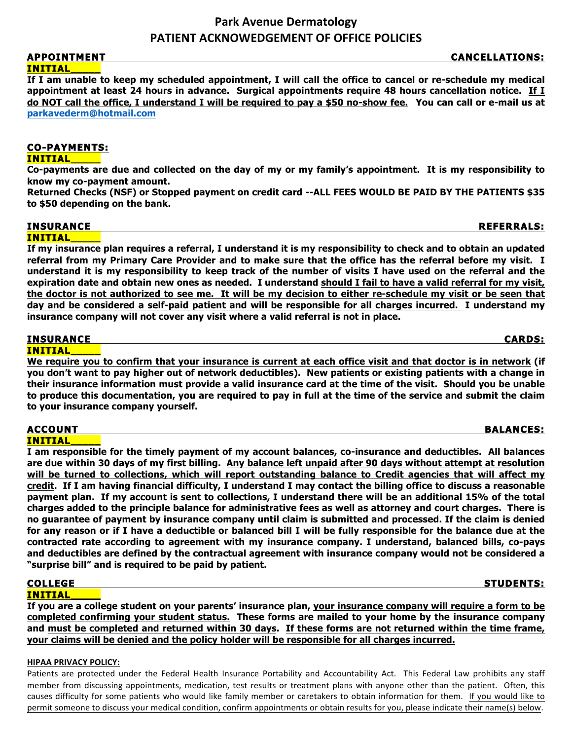# Park Avenue Dermatology
## PATIENT ACKNOWEDGEMENT OF OFFICE POLICIES

**APPOINTMENT CANCELLATIONS:**

**INITIAL_____**

**If I am unable to keep my scheduled appointment, I will call the office to cancel or re-schedule my medical appointment at least 24 hours in advance. Surgical appointments require 48 hours cancellation notice. <u>If I do NOT call the office, I understand I will be required to pay a $50 no-show fee.</u> You can call or e-mail us at parkavederm@hotmail.com**

**CO-PAYMENTS:**

**INITIAL_____**

**Co-payments are due and collected on the day of my or my family's appointment. It is my responsibility to know my co-payment amount.**

**Returned Checks (NSF) or Stopped payment on credit card --ALL FEES WOULD BE PAID BY THE PATIENTS $35 to $50 depending on the bank.**

**INSURANCE REFERRALS:**

**INITIAL_____**

**If my insurance plan requires a referral, I understand it is my responsibility to check and to obtain an updated referral from my Primary Care Provider and to make sure that the office has the referral before my visit. I understand it is my responsibility to keep track of the number of visits I have used on the referral and the expiration date and obtain new ones as needed. I understand <u>should I fail to have a valid referral for my visit, the doctor is not authorized to see me. It will be my decision to either re-schedule my visit or be seen that day and be considered a self-paid patient and will be responsible for all charges incurred.</u> I understand my insurance company will not cover any visit where a valid referral is not in place.**

**INSURANCE CARDS:**

**INITIAL_____**

**<u>We require you to confirm that your insurance is current at each office visit and that doctor is in network</u> (if you don't want to pay higher out of network deductibles). New patients or existing patients with a change in their insurance information <u>must</u> provide a valid insurance card at the time of the visit. Should you be unable to produce this documentation, you are required to pay in full at the time of the service and submit the claim to your insurance company yourself.**

**ACCOUNT BALANCES:**

**INITIAL_____**

**I am responsible for the timely payment of my account balances, co-insurance and deductibles. All balances are due within 30 days of my first billing. <u>Any balance left unpaid after 90 days without attempt at resolution will be turned to collections, which will report outstanding balance to Credit agencies that will affect my credit</u>. If I am having financial difficulty, I understand I may contact the billing office to discuss a reasonable payment plan. If my account is sent to collections, I understand there will be an additional 15% of the total charges added to the principle balance for administrative fees as well as attorney and court charges. There is no guarantee of payment by insurance company until claim is submitted and processed. If the claim is denied for any reason or if I have a deductible or balanced bill I will be fully responsible for the balance due at the contracted rate according to agreement with my insurance company. I understand, balanced bills, co-pays and deductibles are defined by the contractual agreement with insurance company would not be considered a "surprise bill" and is required to be paid by patient.**

**COLLEGE STUDENTS:**

**INITIAL_____**

**If you are a college student on your parents' insurance plan, <u>your insurance company will require a form to be completed confirming your student status.</u> These forms are mailed to your home by the insurance company and <u>must be completed and returned within 30 days</u>. <u>If these forms are not returned within the time frame, your claims will be denied and the policy holder will be responsible for all charges incurred.</u>**

**<u>HIPAA PRIVACY POLICY:</u>**

Patients are protected under the Federal Health Insurance Portability and Accountability Act. This Federal Law prohibits any staff member from discussing appointments, medication, test results or treatment plans with anyone other than the patient. Often, this causes difficulty for some patients who would like family member or caretakers to obtain information for them. <u>If you would like to permit someone to discuss your medical condition, confirm appointments or obtain results for you, please indicate their name(s) below</u>.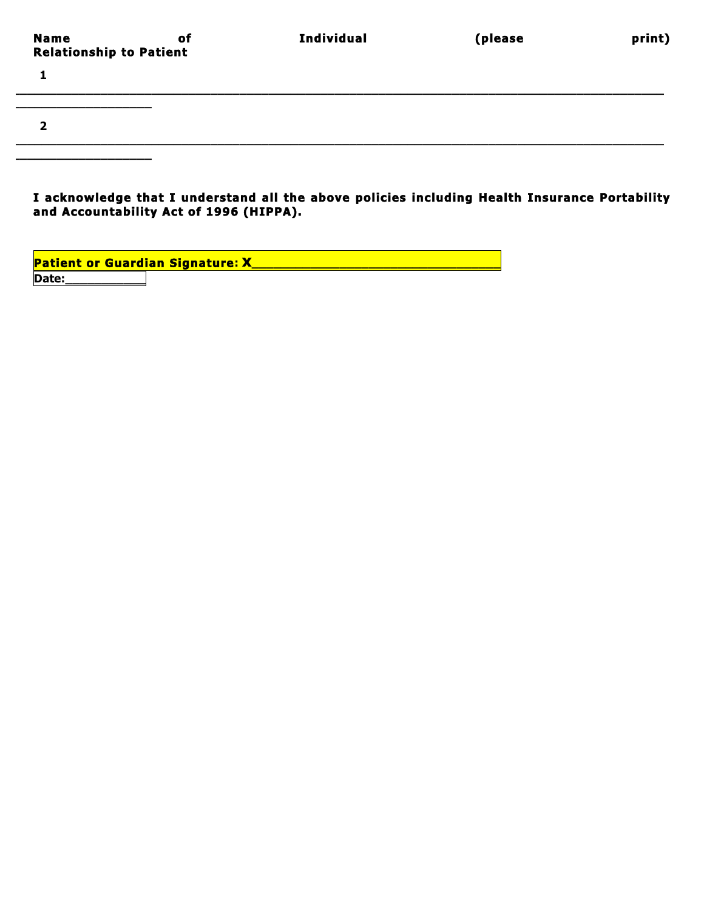**Name of Individual (please print) Relationship to Patient**

**1** ______________________________________________________________________________________________ ____________________

**2** ______________________________________________________________________________________________ ____________________

**I acknowledge that I understand all the above policies including Health Insurance Portability and Accountability Act of 1996 (HIPPA).**

**Patient or Guardian Signature: X**_________________________________

**Date:**___________